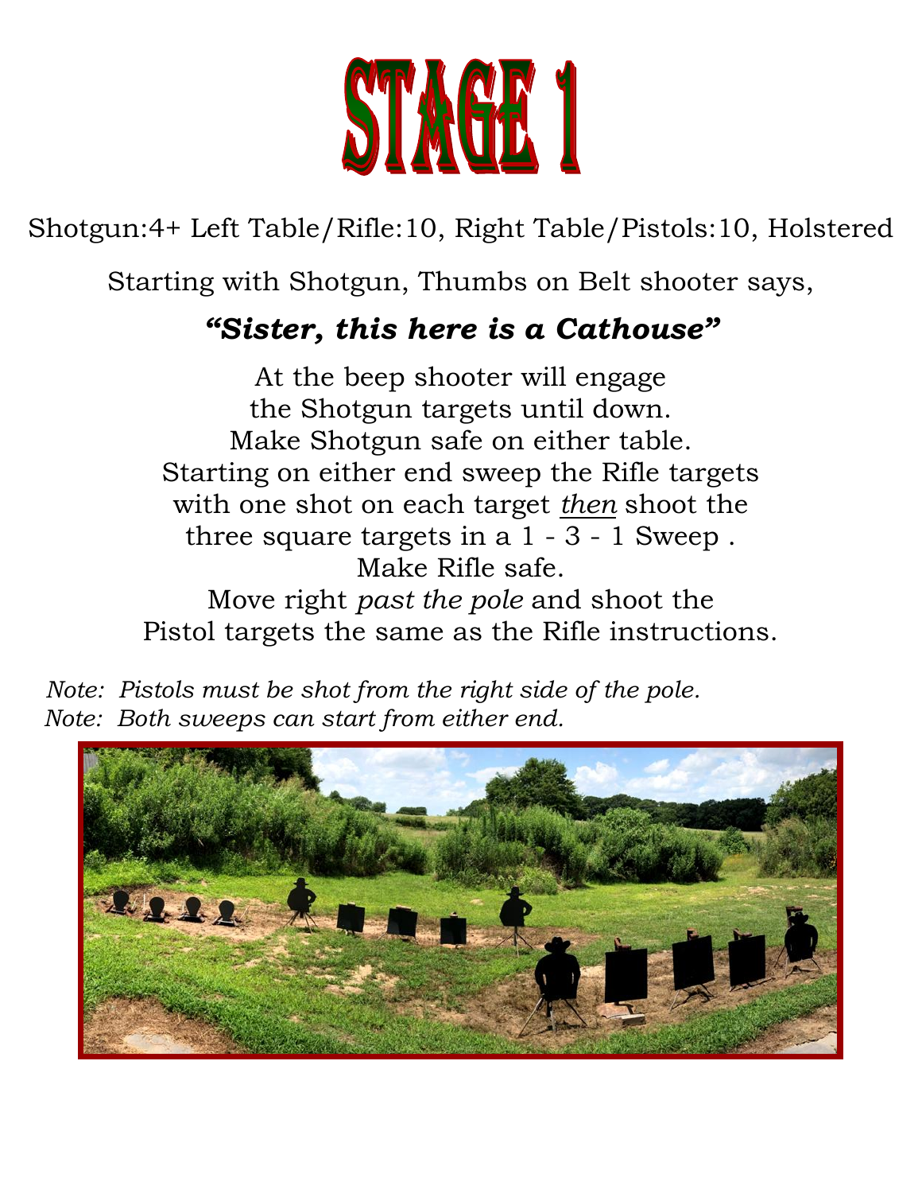# STAGE 1

Shotgun:4+ Left Table/Rifle:10, Right Table/Pistols:10, Holstered

Starting with Shotgun, Thumbs on Belt shooter says,

***"Sister, this here is a Cathouse"***

At the beep shooter will engage
the Shotgun targets until down.
Make Shotgun safe on either table.
Starting on either end sweep the Rifle targets
with one shot on each target _then_ shoot the
three square targets in a 1 - 3 - 1 Sweep .
Make Rifle safe.
Move right *past the pole* and shoot the
Pistol targets the same as the Rifle instructions.

*Note: Pistols must be shot from the right side of the pole.*
*Note: Both sweeps can start from either end.*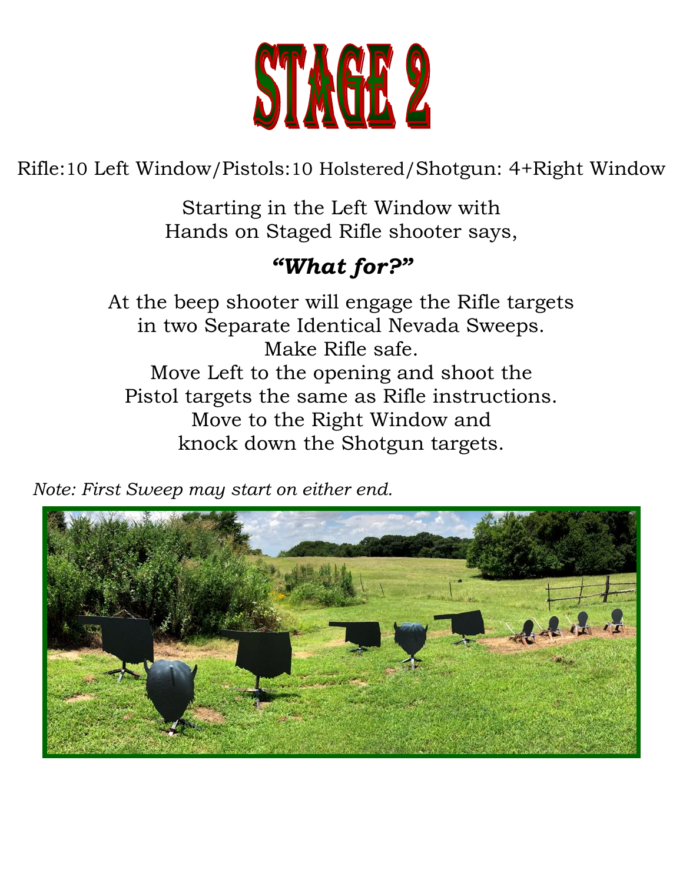# STAGE 2

Rifle:10 Left Window/Pistols:10 Holstered/Shotgun: 4+Right Window

Starting in the Left Window with
Hands on Staged Rifle shooter says,

***"What for?"***

At the beep shooter will engage the Rifle targets
in two Separate Identical Nevada Sweeps.
Make Rifle safe.
Move Left to the opening and shoot the
Pistol targets the same as Rifle instructions.
Move to the Right Window and
knock down the Shotgun targets.

*Note: First Sweep may start on either end.*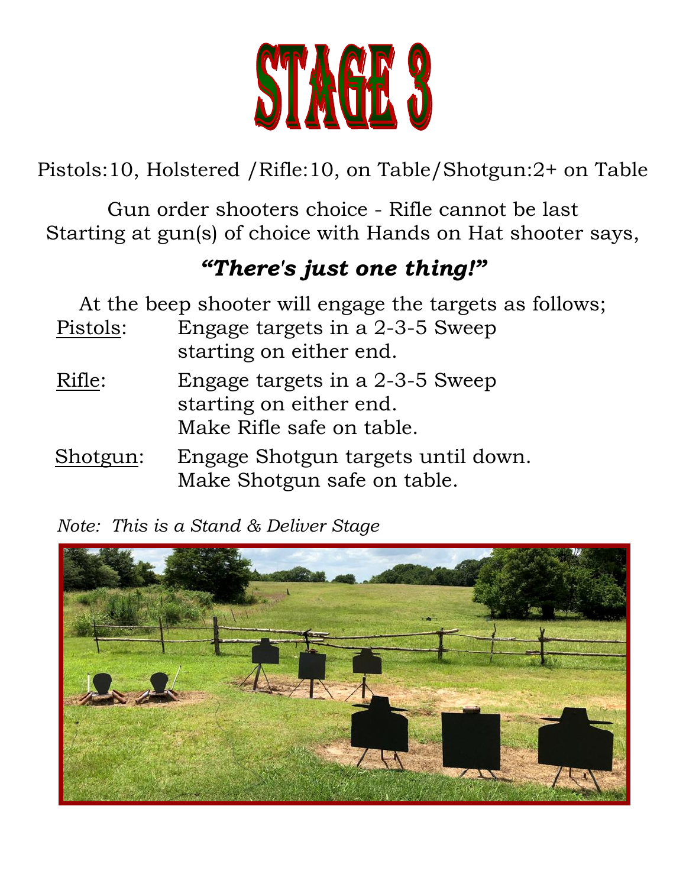# STAGE 3

Pistols:10, Holstered /Rifle:10, on Table/Shotgun:2+ on Table

Gun order shooters choice - Rifle cannot be last
Starting at gun(s) of choice with Hands on Hat shooter says,

***"There's just one thing!"***

At the beep shooter will engage the targets as follows;

Pistols: Engage targets in a 2-3-5 Sweep starting on either end.

Rifle: Engage targets in a 2-3-5 Sweep starting on either end. Make Rifle safe on table.

Shotgun: Engage Shotgun targets until down. Make Shotgun safe on table.

*Note: This is a Stand & Deliver Stage*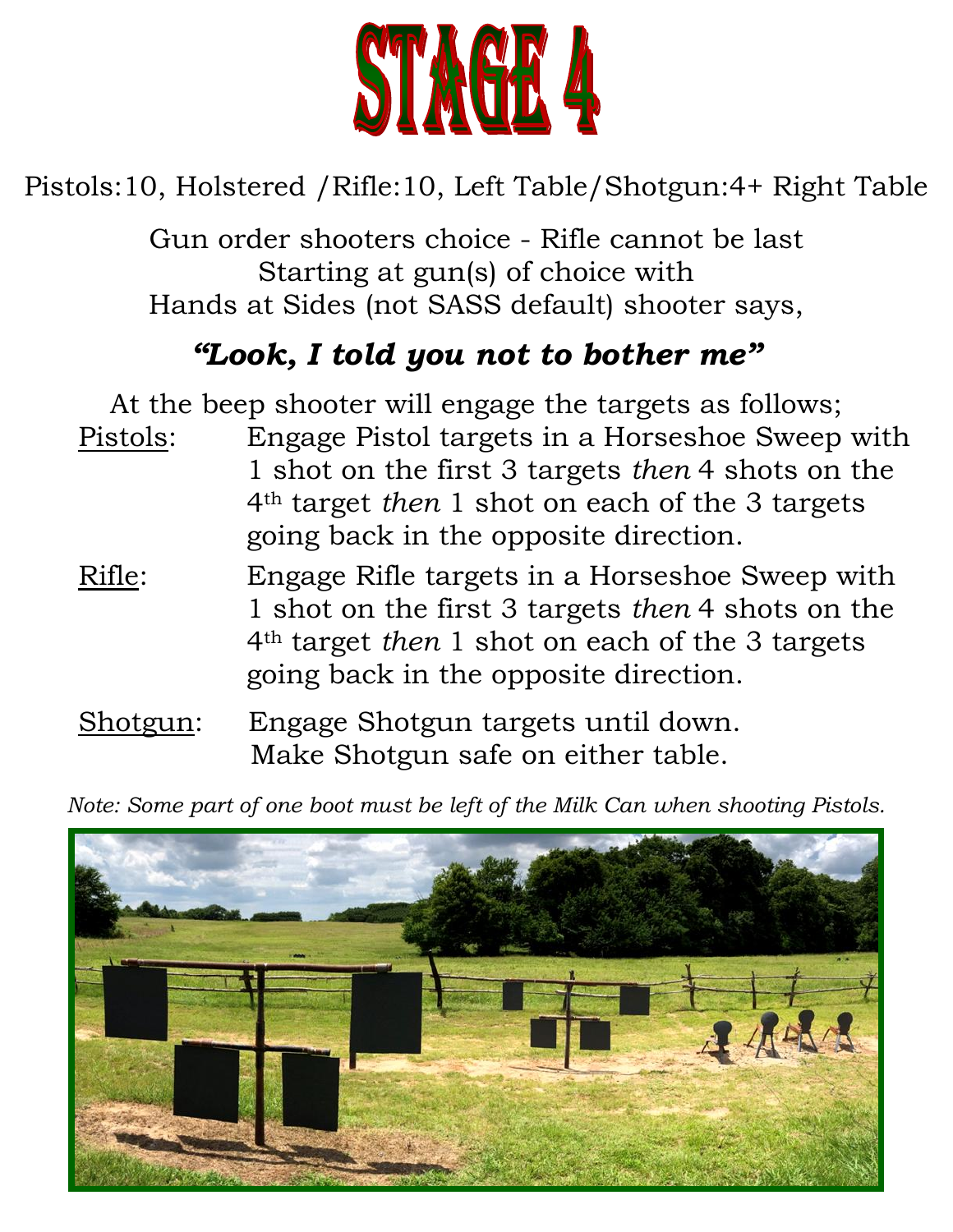# STAGE 4

Pistols:10, Holstered /Rifle:10, Left Table/Shotgun:4+ Right Table

Gun order shooters choice - Rifle cannot be last
Starting at gun(s) of choice with
Hands at Sides (not SASS default) shooter says,

***"Look, I told you not to bother me"***

At the beep shooter will engage the targets as follows;

Pistols: Engage Pistol targets in a Horseshoe Sweep with 1 shot on the first 3 targets *then* 4 shots on the 4th target *then* 1 shot on each of the 3 targets going back in the opposite direction.

Rifle: Engage Rifle targets in a Horseshoe Sweep with 1 shot on the first 3 targets *then* 4 shots on the 4th target *then* 1 shot on each of the 3 targets going back in the opposite direction.

Shotgun: Engage Shotgun targets until down.
Make Shotgun safe on either table.

*Note: Some part of one boot must be left of the Milk Can when shooting Pistols.*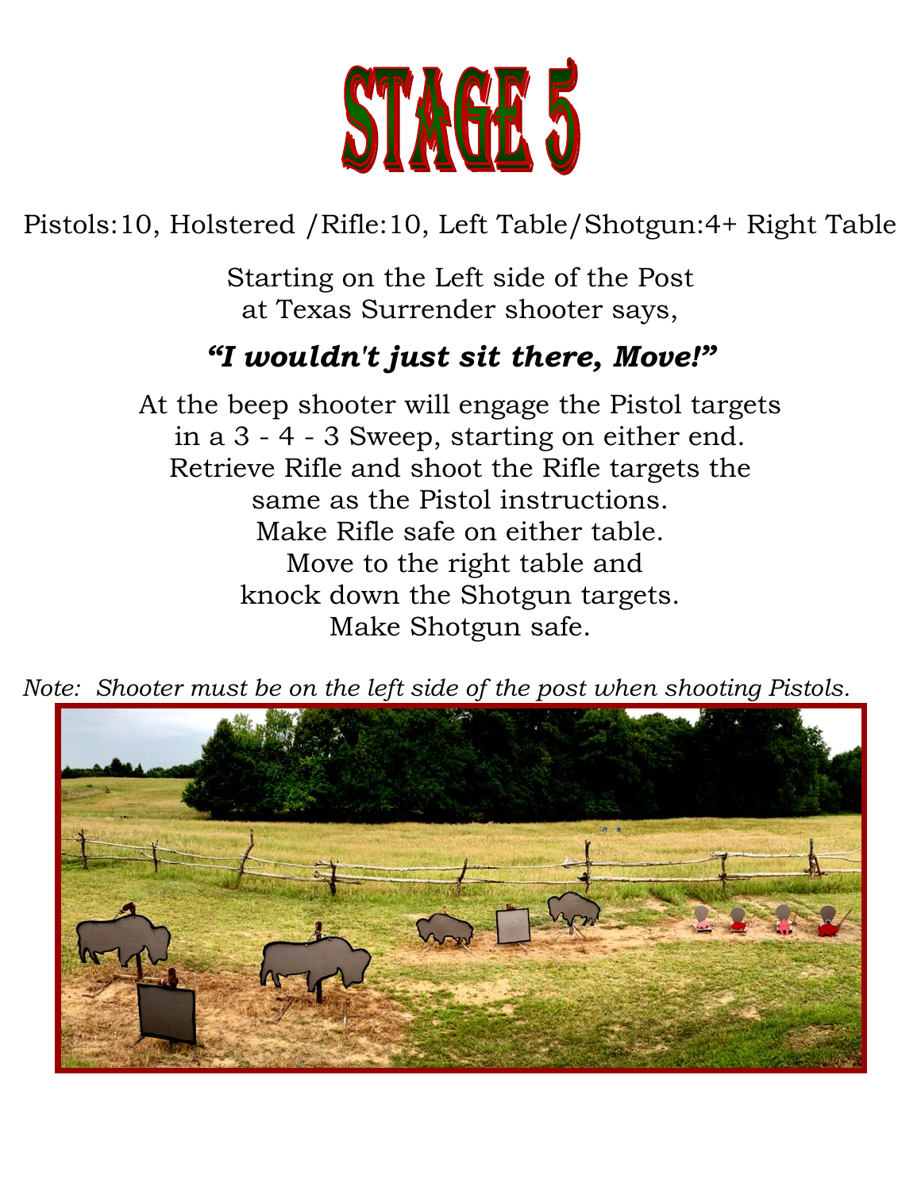# STAGE 5

Pistols:10, Holstered /Rifle:10, Left Table/Shotgun:4+ Right Table

Starting on the Left side of the Post
at Texas Surrender shooter says,

***"I wouldn't just sit there, Move!"***

At the beep shooter will engage the Pistol targets
in a 3 - 4 - 3 Sweep, starting on either end.
Retrieve Rifle and shoot the Rifle targets the
same as the Pistol instructions.
Make Rifle safe on either table.
Move to the right table and
knock down the Shotgun targets.
Make Shotgun safe.

*Note: Shooter must be on the left side of the post when shooting Pistols.*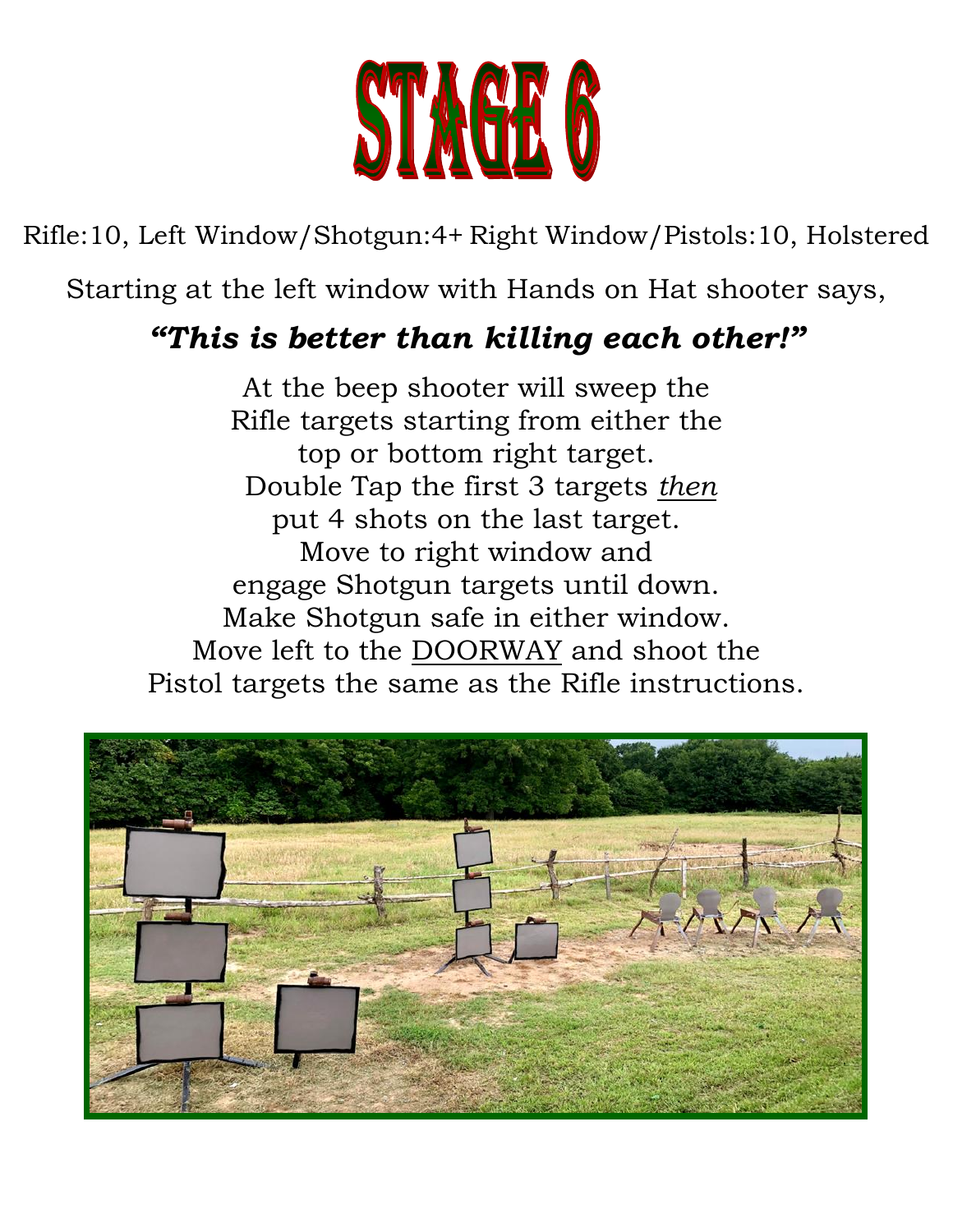# STAGE 6

Rifle:10, Left Window/Shotgun:4+ Right Window/Pistols:10, Holstered

Starting at the left window with Hands on Hat shooter says,

***"This is better than killing each other!"***

At the beep shooter will sweep the Rifle targets starting from either the top or bottom right target. Double Tap the first 3 targets *then* put 4 shots on the last target. Move to right window and engage Shotgun targets until down. Make Shotgun safe in either window. Move left to the DOORWAY and shoot the Pistol targets the same as the Rifle instructions.